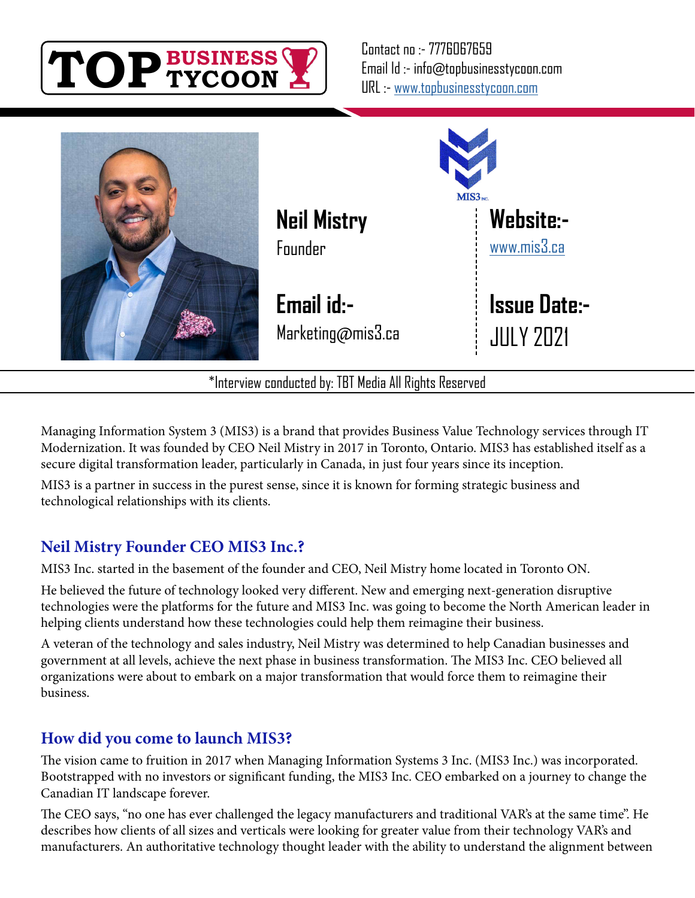TOP BUSINESS TYCOON

Contact no :- 7776067659
Email Id :- info@topbusinesstycoon.com
URL :- www.topbusinesstycoon.com

MIS3 INC.

**Neil Mistry**
Founder

**Website:-**
www.mis3.ca

**Email id:-**
Marketing@mis3.ca

**Issue Date:-**
JULY 2021

*Interview conducted by: TBT Media All Rights Reserved

Managing Information System 3 (MIS3) is a brand that provides Business Value Technology services through IT Modernization. It was founded by CEO Neil Mistry in 2017 in Toronto, Ontario. MIS3 has established itself as a secure digital transformation leader, particularly in Canada, in just four years since its inception.

MIS3 is a partner in success in the purest sense, since it is known for forming strategic business and technological relationships with its clients.

## Neil Mistry Founder CEO MIS3 Inc.?

MIS3 Inc. started in the basement of the founder and CEO, Neil Mistry home located in Toronto ON.

He believed the future of technology looked very different. New and emerging next-generation disruptive technologies were the platforms for the future and MIS3 Inc. was going to become the North American leader in helping clients understand how these technologies could help them reimagine their business.

A veteran of the technology and sales industry, Neil Mistry was determined to help Canadian businesses and government at all levels, achieve the next phase in business transformation. The MIS3 Inc. CEO believed all organizations were about to embark on a major transformation that would force them to reimagine their business.

## How did you come to launch MIS3?

The vision came to fruition in 2017 when Managing Information Systems 3 Inc. (MIS3 Inc.) was incorporated. Bootstrapped with no investors or significant funding, the MIS3 Inc. CEO embarked on a journey to change the Canadian IT landscape forever.

The CEO says, "no one has ever challenged the legacy manufacturers and traditional VAR's at the same time". He describes how clients of all sizes and verticals were looking for greater value from their technology VAR's and manufacturers. An authoritative technology thought leader with the ability to understand the alignment between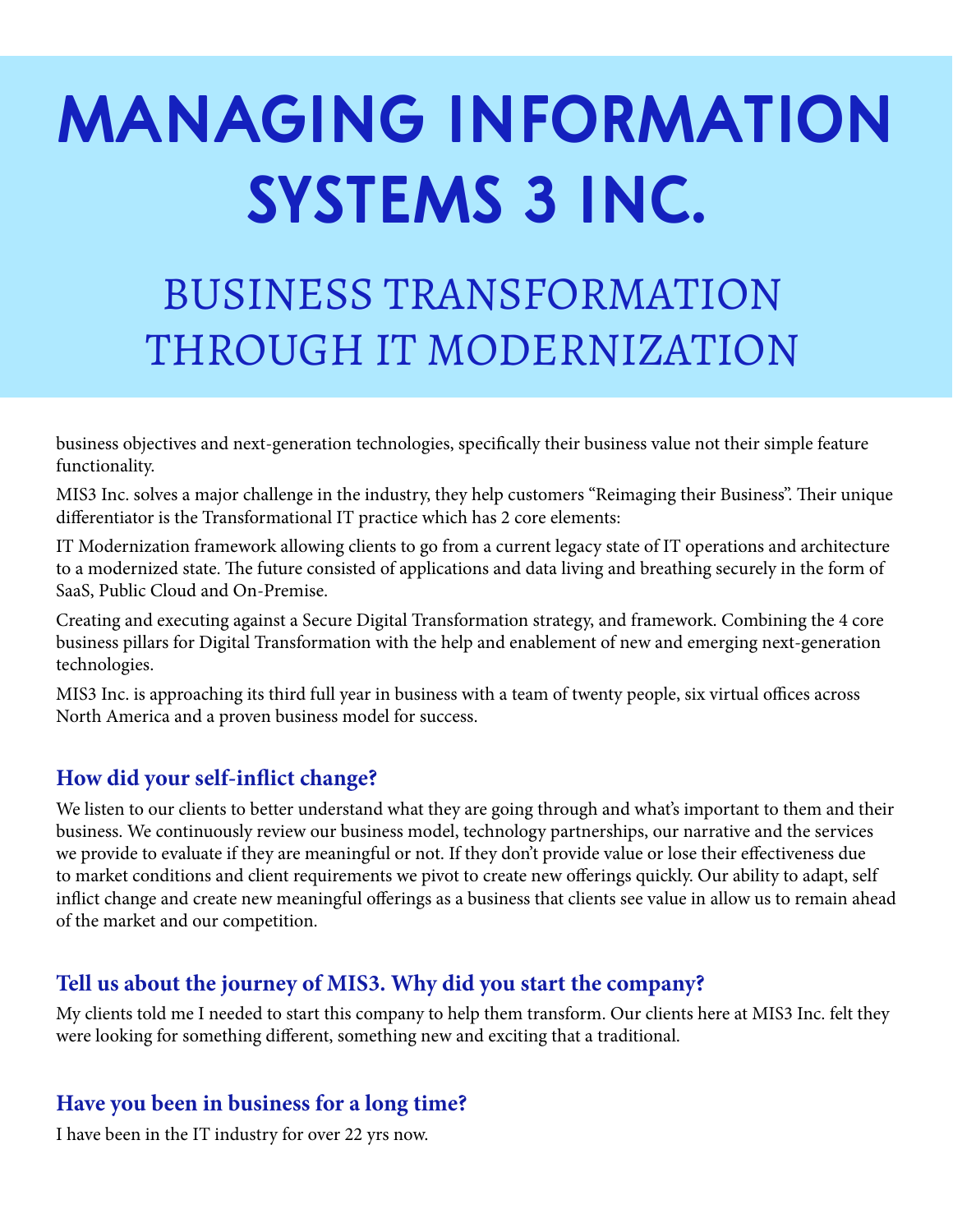# MANAGING INFORMATION SYSTEMS 3 INC.

## BUSINESS TRANSFORMATION THROUGH IT MODERNIZATION

business objectives and next-generation technologies, specifically their business value not their simple feature functionality.

MIS3 Inc. solves a major challenge in the industry, they help customers "Reimaging their Business". Their unique differentiator is the Transformational IT practice which has 2 core elements:

IT Modernization framework allowing clients to go from a current legacy state of IT operations and architecture to a modernized state. The future consisted of applications and data living and breathing securely in the form of SaaS, Public Cloud and On-Premise.

Creating and executing against a Secure Digital Transformation strategy, and framework. Combining the 4 core business pillars for Digital Transformation with the help and enablement of new and emerging next-generation technologies.

MIS3 Inc. is approaching its third full year in business with a team of twenty people, six virtual offices across North America and a proven business model for success.

### How did your self-inflict change?

We listen to our clients to better understand what they are going through and what's important to them and their business. We continuously review our business model, technology partnerships, our narrative and the services we provide to evaluate if they are meaningful or not. If they don't provide value or lose their effectiveness due to market conditions and client requirements we pivot to create new offerings quickly. Our ability to adapt, self inflict change and create new meaningful offerings as a business that clients see value in allow us to remain ahead of the market and our competition.

### Tell us about the journey of MIS3. Why did you start the company?

My clients told me I needed to start this company to help them transform. Our clients here at MIS3 Inc. felt they were looking for something different, something new and exciting that a traditional.

### Have you been in business for a long time?

I have been in the IT industry for over 22 yrs now.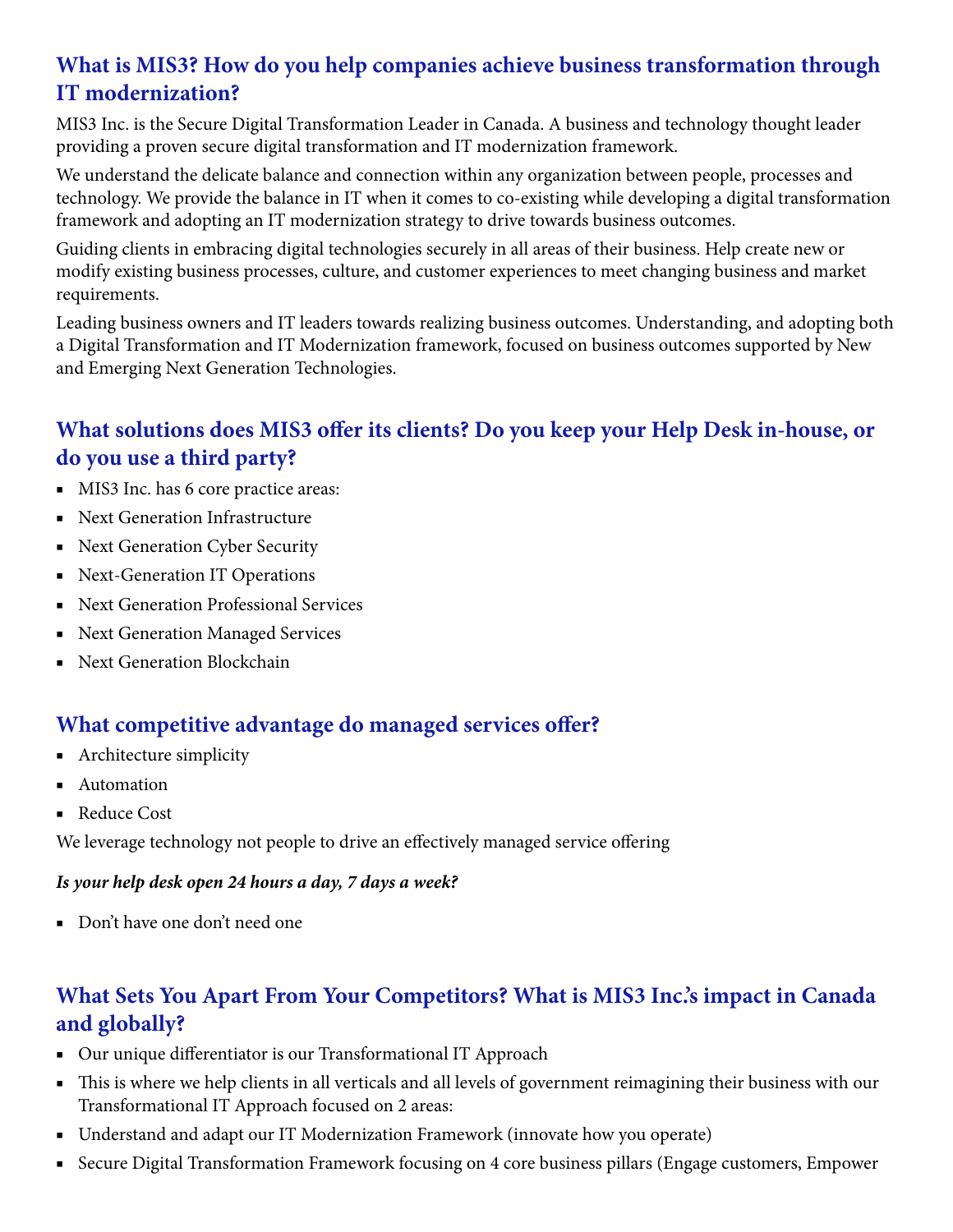## What is MIS3? How do you help companies achieve business transformation through IT modernization?

MIS3 Inc. is the Secure Digital Transformation Leader in Canada. A business and technology thought leader providing a proven secure digital transformation and IT modernization framework.

We understand the delicate balance and connection within any organization between people, processes and technology. We provide the balance in IT when it comes to co-existing while developing a digital transformation framework and adopting an IT modernization strategy to drive towards business outcomes.

Guiding clients in embracing digital technologies securely in all areas of their business. Help create new or modify existing business processes, culture, and customer experiences to meet changing business and market requirements.

Leading business owners and IT leaders towards realizing business outcomes. Understanding, and adopting both a Digital Transformation and IT Modernization framework, focused on business outcomes supported by New and Emerging Next Generation Technologies.

## What solutions does MIS3 offer its clients? Do you keep your Help Desk in-house, or do you use a third party?

- MIS3 Inc. has 6 core practice areas:
- Next Generation Infrastructure
- Next Generation Cyber Security
- Next-Generation IT Operations
- Next Generation Professional Services
- Next Generation Managed Services
- Next Generation Blockchain

## What competitive advantage do managed services offer?

- Architecture simplicity
- Automation
- Reduce Cost

We leverage technology not people to drive an effectively managed service offering

#### *Is your help desk open 24 hours a day, 7 days a week?*

- Don't have one don't need one

## What Sets You Apart From Your Competitors? What is MIS3 Inc.'s impact in Canada and globally?

- Our unique differentiator is our Transformational IT Approach
- This is where we help clients in all verticals and all levels of government reimagining their business with our Transformational IT Approach focused on 2 areas:
- Understand and adapt our IT Modernization Framework (innovate how you operate)
- Secure Digital Transformation Framework focusing on 4 core business pillars (Engage customers, Empower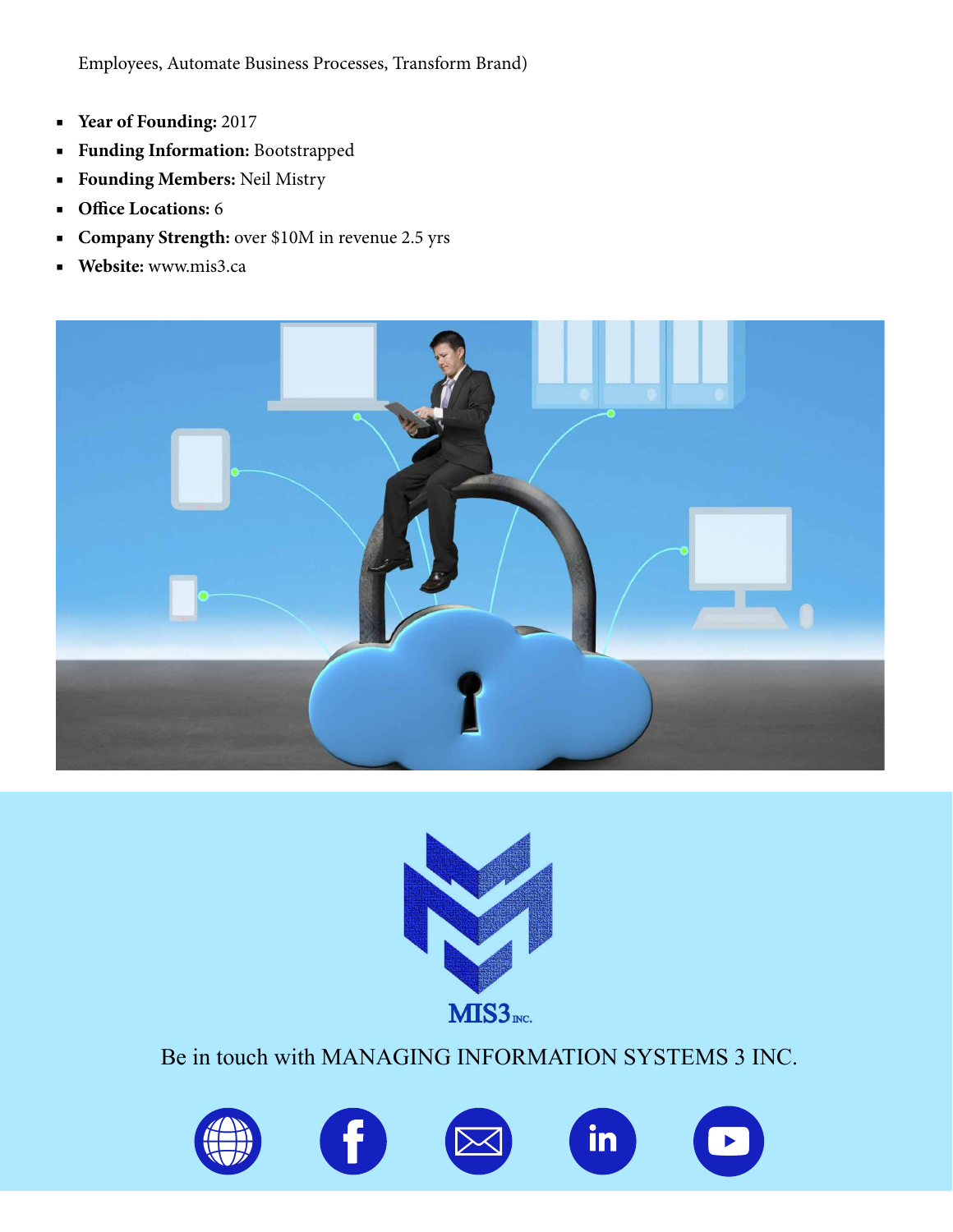Employees, Automate Business Processes, Transform Brand)

- **Year of Founding:** 2017
- **Funding Information:** Bootstrapped
- **Founding Members:** Neil Mistry
- **Office Locations:** 6
- **Company Strength:** over $10M in revenue 2.5 yrs
- **Website:** www.mis3.ca

MIS3 INC.

Be in touch with MANAGING INFORMATION SYSTEMS 3 INC.